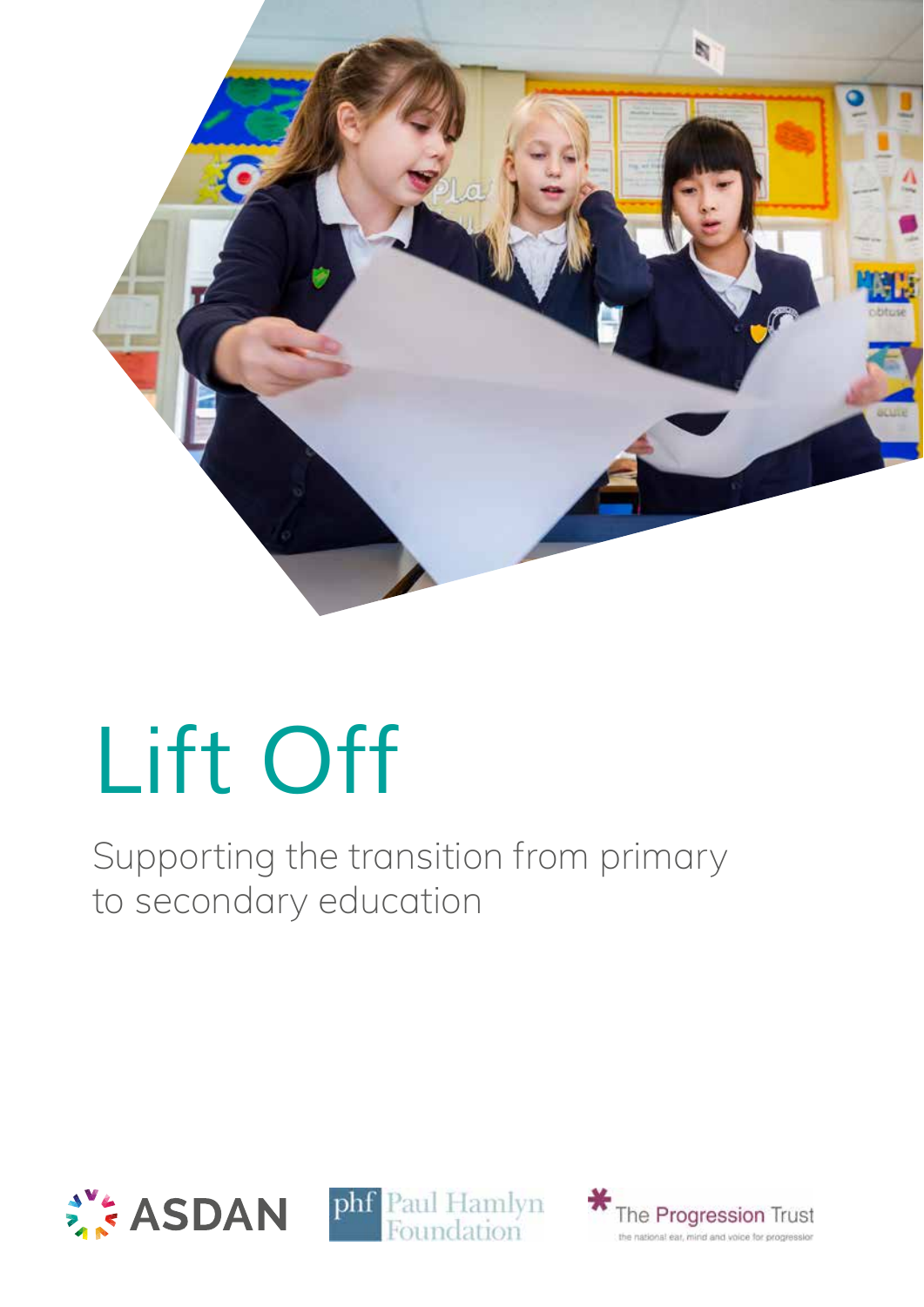# Lift Off

Supporting the transition from primary to secondary education

ASDAN

phf Paul Hamlyn Foundation

The Progression Trust
the national ear, mind and voice for progression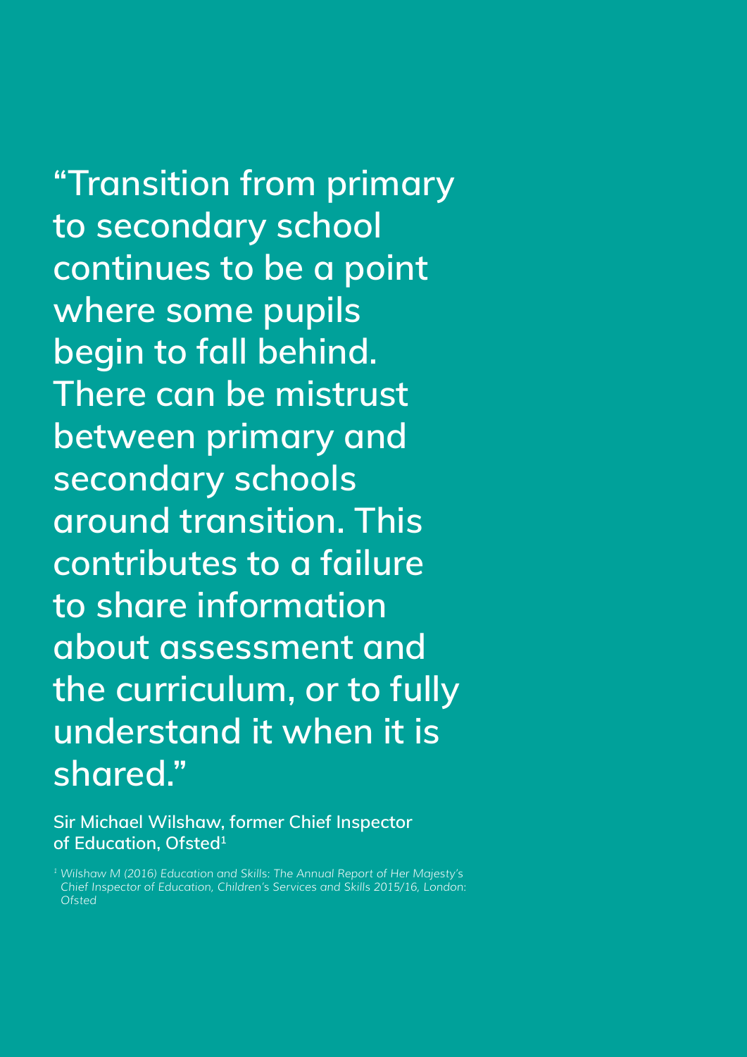**"Transition from primary to secondary school continues to be a point where some pupils begin to fall behind. There can be mistrust between primary and secondary schools around transition. This contributes to a failure to share information about assessment and the curriculum, or to fully understand it when it is shared."**

**Sir Michael Wilshaw, former Chief Inspector of Education, Ofsted[1]**

*[1] Wilshaw M (2016) Education and Skills: The Annual Report of Her Majesty's Chief Inspector of Education, Children's Services and Skills 2015/16, London: Ofsted*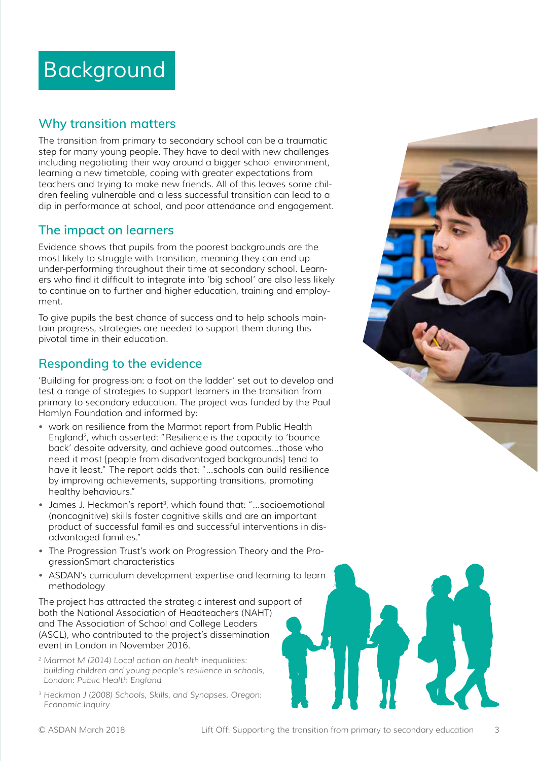# Background

## Why transition matters

The transition from primary to secondary school can be a traumatic step for many young people. They have to deal with new challenges including negotiating their way around a bigger school environment, learning a new timetable, coping with greater expectations from teachers and trying to make new friends. All of this leaves some children feeling vulnerable and a less successful transition can lead to a dip in performance at school, and poor attendance and engagement.

## The impact on learners

Evidence shows that pupils from the poorest backgrounds are the most likely to struggle with transition, meaning they can end up under-performing throughout their time at secondary school. Learners who find it difficult to integrate into 'big school' are also less likely to continue on to further and higher education, training and employment.

To give pupils the best chance of success and to help schools maintain progress, strategies are needed to support them during this pivotal time in their education.

## Responding to the evidence

'Building for progression: a foot on the ladder' set out to develop and test a range of strategies to support learners in the transition from primary to secondary education. The project was funded by the Paul Hamlyn Foundation and informed by:

- work on resilience from the Marmot report from Public Health England[2], which asserted: "Resilience is the capacity to 'bounce back' despite adversity, and achieve good outcomes...those who need it most [people from disadvantaged backgrounds] tend to have it least." The report adds that: "...schools can build resilience by improving achievements, supporting transitions, promoting healthy behaviours."
- James J. Heckman's report[3], which found that: "...socioemotional (noncognitive) skills foster cognitive skills and are an important product of successful families and successful interventions in disadvantaged families."
- The Progression Trust's work on Progression Theory and the ProgressionSmart characteristics
- ASDAN's curriculum development expertise and learning to learn methodology

The project has attracted the strategic interest and support of both the National Association of Headteachers (NAHT) and The Association of School and College Leaders (ASCL), who contributed to the project's dissemination event in London in November 2016.

[2] *Marmot M (2014) Local action on health inequalities: building children and young people's resilience in schools, London: Public Health England*

[3] *Heckman J (2008) Schools, Skills, and Synapses, Oregon: Economic Inquiry*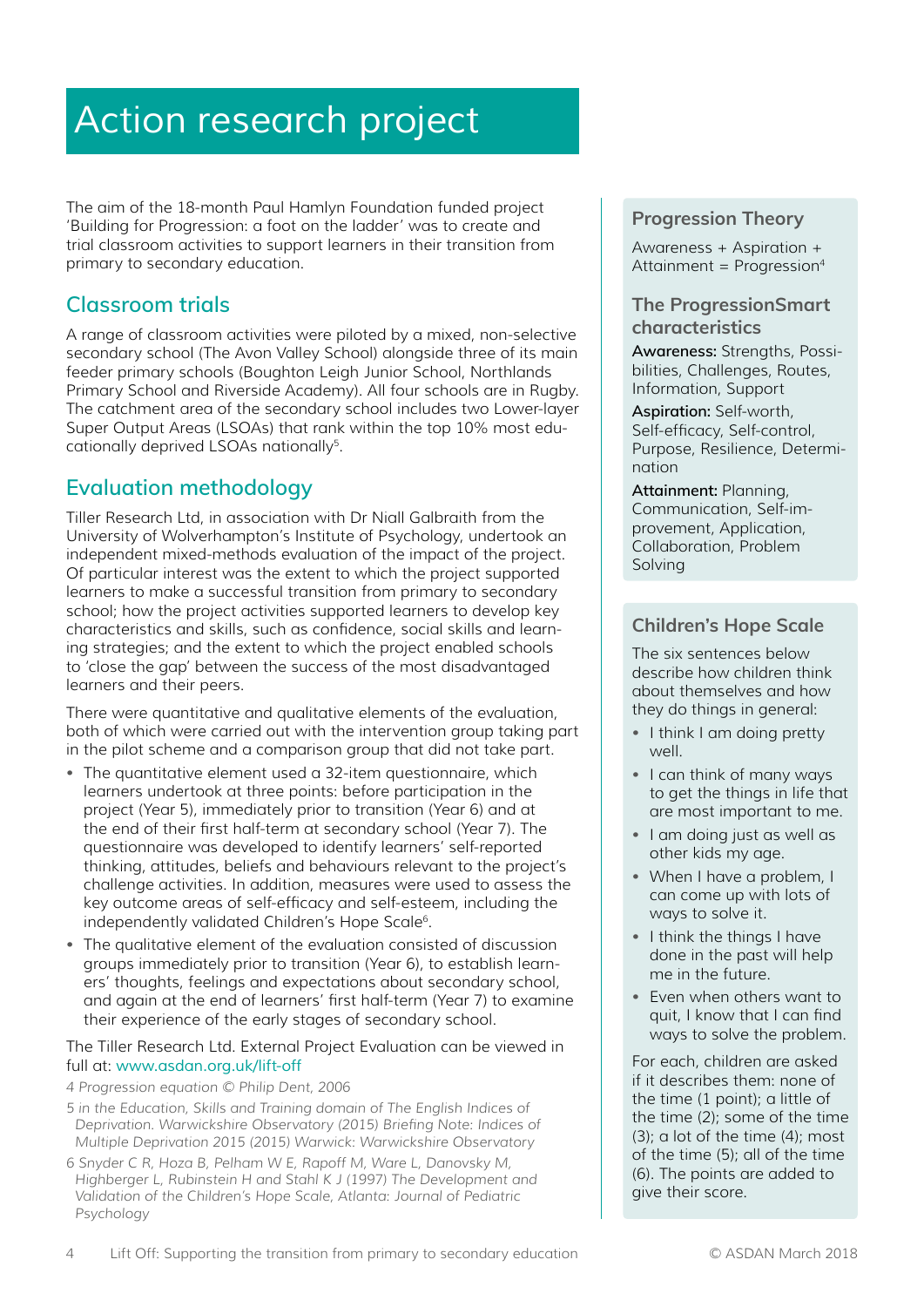# Action research project

The aim of the 18-month Paul Hamlyn Foundation funded project 'Building for Progression: a foot on the ladder' was to create and trial classroom activities to support learners in their transition from primary to secondary education.

## Classroom trials

A range of classroom activities were piloted by a mixed, non-selective secondary school (The Avon Valley School) alongside three of its main feeder primary schools (Boughton Leigh Junior School, Northlands Primary School and Riverside Academy). All four schools are in Rugby. The catchment area of the secondary school includes two Lower-layer Super Output Areas (LSOAs) that rank within the top 10% most educationally deprived LSOAs nationally[5].

## Evaluation methodology

Tiller Research Ltd, in association with Dr Niall Galbraith from the University of Wolverhampton's Institute of Psychology, undertook an independent mixed-methods evaluation of the impact of the project. Of particular interest was the extent to which the project supported learners to make a successful transition from primary to secondary school; how the project activities supported learners to develop key characteristics and skills, such as confidence, social skills and learning strategies; and the extent to which the project enabled schools to 'close the gap' between the success of the most disadvantaged learners and their peers.

There were quantitative and qualitative elements of the evaluation, both of which were carried out with the intervention group taking part in the pilot scheme and a comparison group that did not take part.

- The quantitative element used a 32-item questionnaire, which learners undertook at three points: before participation in the project (Year 5), immediately prior to transition (Year 6) and at the end of their first half-term at secondary school (Year 7). The questionnaire was developed to identify learners' self-reported thinking, attitudes, beliefs and behaviours relevant to the project's challenge activities. In addition, measures were used to assess the key outcome areas of self-efficacy and self-esteem, including the independently validated Children's Hope Scale[6].
- The qualitative element of the evaluation consisted of discussion groups immediately prior to transition (Year 6), to establish learners' thoughts, feelings and expectations about secondary school, and again at the end of learners' first half-term (Year 7) to examine their experience of the early stages of secondary school.

The Tiller Research Ltd. External Project Evaluation can be viewed in full at: www.asdan.org.uk/lift-off

*4 Progression equation © Philip Dent, 2006*

*5 in the Education, Skills and Training domain of The English Indices of Deprivation. Warwickshire Observatory (2015) Briefing Note: Indices of Multiple Deprivation 2015 (2015) Warwick: Warwickshire Observatory*

*6 Snyder C R, Hoza B, Pelham W E, Rapoff M, Ware L, Danovsky M, Highberger L, Rubinstein H and Stahl K J (1997) The Development and Validation of the Children's Hope Scale, Atlanta: Journal of Pediatric Psychology*

### Progression Theory

Awareness + Aspiration + Attainment = Progression[4]

### The ProgressionSmart characteristics

**Awareness:** Strengths, Possibilities, Challenges, Routes, Information, Support

**Aspiration:** Self-worth, Self-efficacy, Self-control, Purpose, Resilience, Determination

**Attainment:** Planning, Communication, Self-improvement, Application, Collaboration, Problem Solving

### Children's Hope Scale

The six sentences below describe how children think about themselves and how they do things in general:

- I think I am doing pretty well.
- I can think of many ways to get the things in life that are most important to me.
- I am doing just as well as other kids my age.
- When I have a problem, I can come up with lots of ways to solve it.
- I think the things I have done in the past will help me in the future.
- Even when others want to quit, I know that I can find ways to solve the problem.

For each, children are asked if it describes them: none of the time (1 point); a little of the time (2); some of the time (3); a lot of the time (4); most of the time (5); all of the time (6). The points are added to give their score.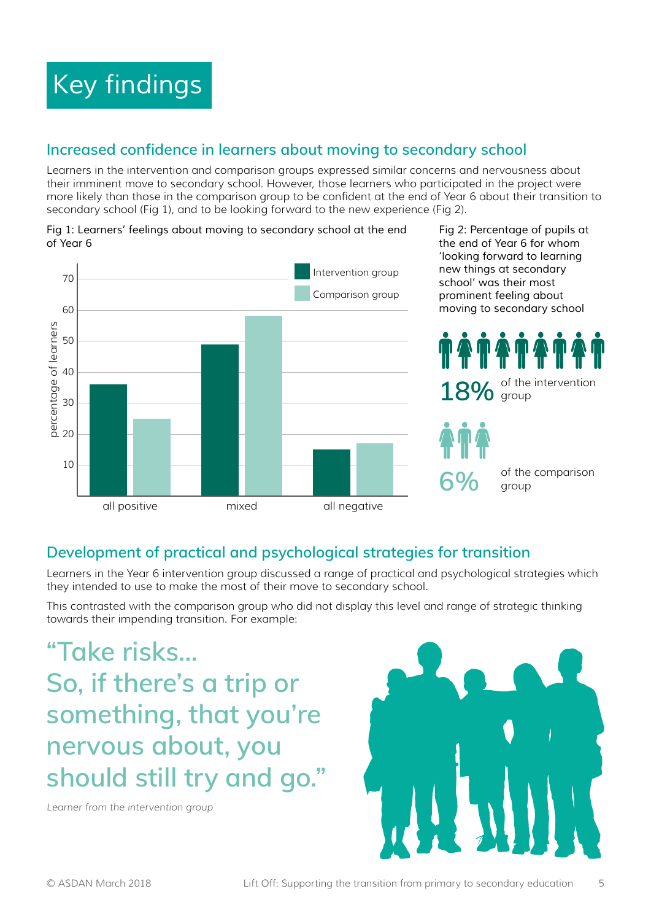# Key findings

## Increased confidence in learners about moving to secondary school

Learners in the intervention and comparison groups expressed similar concerns and nervousness about their imminent move to secondary school. However, those learners who participated in the project were more likely than those in the comparison group to be confident at the end of Year 6 about their transition to secondary school (Fig 1), and to be looking forward to the new experience (Fig 2).

Fig 1: Learners' feelings about moving to secondary school at the end of Year 6

Fig 2: Percentage of pupils at the end of Year 6 for whom 'looking forward to learning new things at secondary school' was their most prominent feeling about moving to secondary school

**18%** of the intervention group

**6%** of the comparison group

## Development of practical and psychological strategies for transition

Learners in the Year 6 intervention group discussed a range of practical and psychological strategies which they intended to use to make the most of their move to secondary school.

This contrasted with the comparison group who did not display this level and range of strategic thinking towards their impending transition. For example:

> "Take risks… So, if there's a trip or something, that you're nervous about, you should still try and go."

*Learner from the intervention group*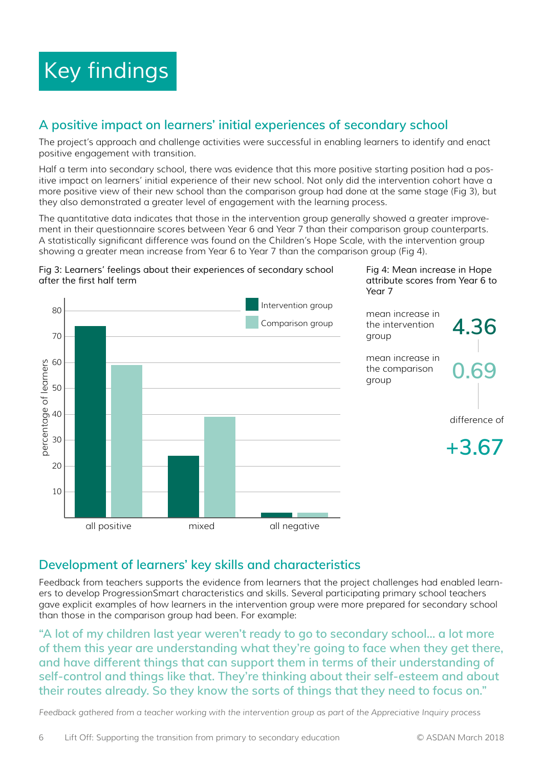# Key findings

## A positive impact on learners' initial experiences of secondary school

The project's approach and challenge activities were successful in enabling learners to identify and enact positive engagement with transition.

Half a term into secondary school, there was evidence that this more positive starting position had a positive impact on learners' initial experience of their new school. Not only did the intervention cohort have a more positive view of their new school than the comparison group had done at the same stage (Fig 3), but they also demonstrated a greater level of engagement with the learning process.

The quantitative data indicates that those in the intervention group generally showed a greater improvement in their questionnaire scores between Year 6 and Year 7 than their comparison group counterparts. A statistically significant difference was found on the Children's Hope Scale, with the intervention group showing a greater mean increase from Year 6 to Year 7 than the comparison group (Fig 4).

Fig 3: Learners' feelings about their experiences of secondary school after the first half term

| | Intervention group | Comparison group |
|---|---|---|
| all positive | 74 | 59 |
| mixed | 24 | 39 |
| all negative | 2 | 2 |

(y-axis: percentage of learners)

Fig 4: Mean increase in Hope attribute scores from Year 6 to Year 7

| | |
|---|---|
| mean increase in the intervention group | 4.36 |
| mean increase in the comparison group | 0.69 |
| difference of | +3.67 |

## Development of learners' key skills and characteristics

Feedback from teachers supports the evidence from learners that the project challenges had enabled learners to develop ProgressionSmart characteristics and skills. Several participating primary school teachers gave explicit examples of how learners in the intervention group were more prepared for secondary school than those in the comparison group had been. For example:

"A lot of my children last year weren't ready to go to secondary school… a lot more of them this year are understanding what they're going to face when they get there, and have different things that can support them in terms of their understanding of self-control and things like that. They're thinking about their self-esteem and about their routes already. So they know the sorts of things that they need to focus on."

*Feedback gathered from a teacher working with the intervention group as part of the Appreciative Inquiry process*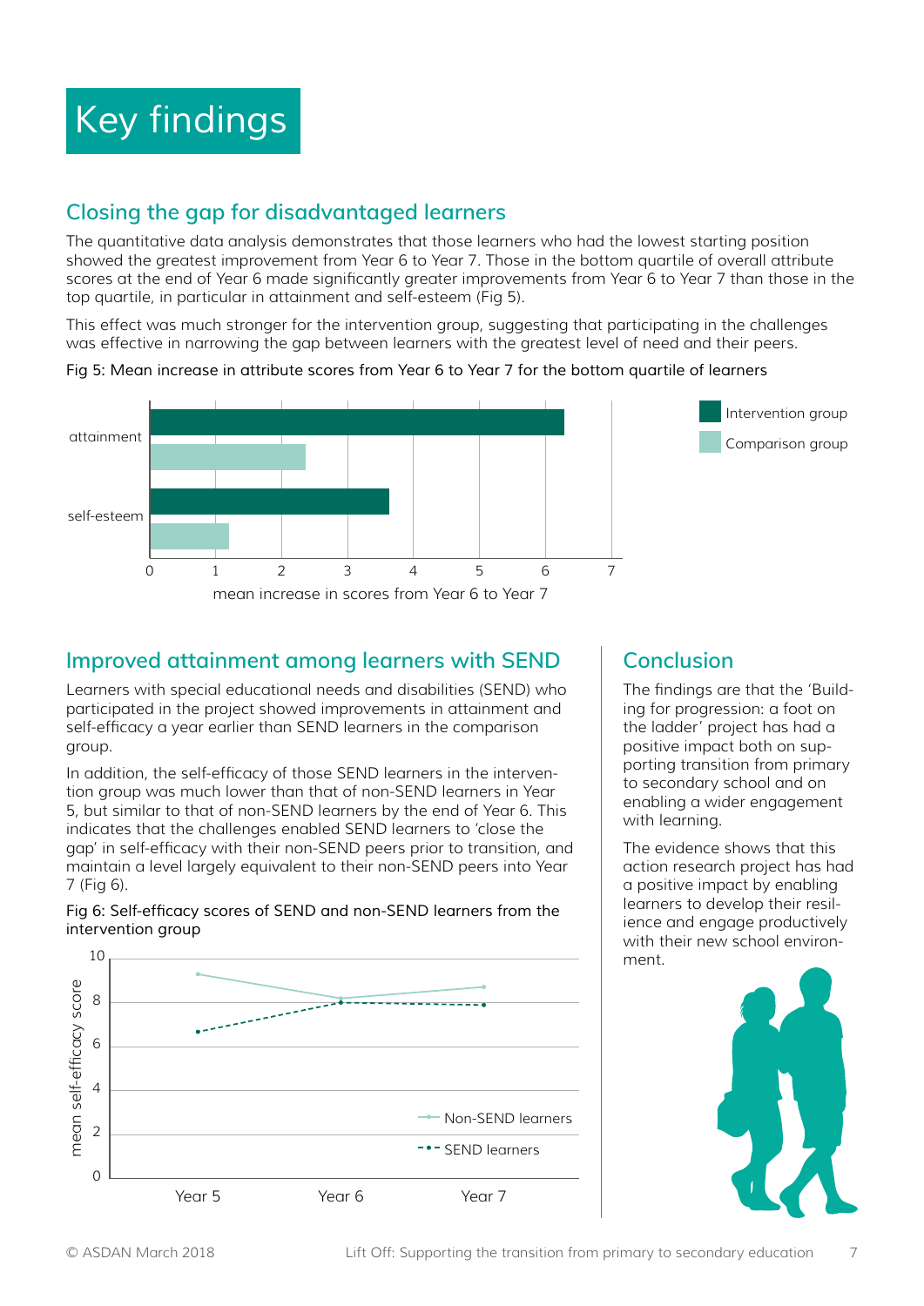# Key findings

## Closing the gap for disadvantaged learners

The quantitative data analysis demonstrates that those learners who had the lowest starting position showed the greatest improvement from Year 6 to Year 7. Those in the bottom quartile of overall attribute scores at the end of Year 6 made significantly greater improvements from Year 6 to Year 7 than those in the top quartile, in particular in attainment and self-esteem (Fig 5).

This effect was much stronger for the intervention group, suggesting that participating in the challenges was effective in narrowing the gap between learners with the greatest level of need and their peers.

Fig 5: Mean increase in attribute scores from Year 6 to Year 7 for the bottom quartile of learners

## Improved attainment among learners with SEND

Learners with special educational needs and disabilities (SEND) who participated in the project showed improvements in attainment and self-efficacy a year earlier than SEND learners in the comparison group.

In addition, the self-efficacy of those SEND learners in the intervention group was much lower than that of non-SEND learners in Year 5, but similar to that of non-SEND learners by the end of Year 6. This indicates that the challenges enabled SEND learners to 'close the gap' in self-efficacy with their non-SEND peers prior to transition, and maintain a level largely equivalent to their non-SEND peers into Year 7 (Fig 6).

Fig 6: Self-efficacy scores of SEND and non-SEND learners from the intervention group

## Conclusion

The findings are that the 'Building for progression: a foot on the ladder' project has had a positive impact both on supporting transition from primary to secondary school and on enabling a wider engagement with learning.

The evidence shows that this action research project has had a positive impact by enabling learners to develop their resilience and engage productively with their new school environment.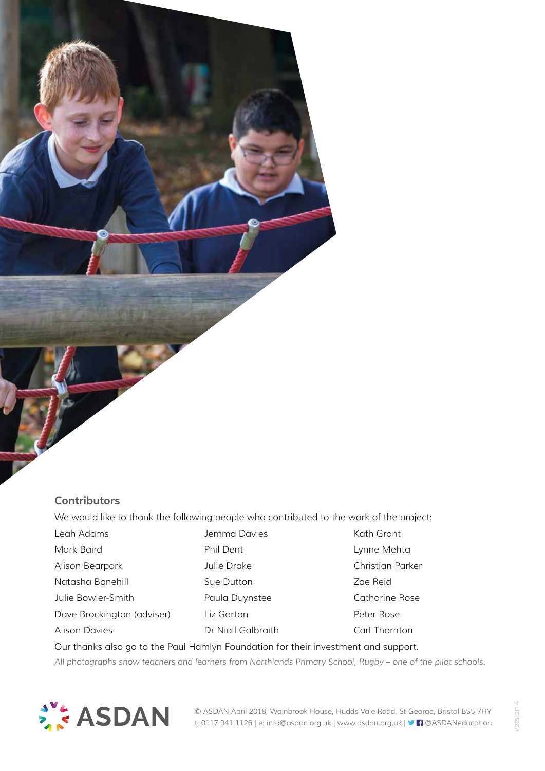## Contributors

We would like to thank the following people who contributed to the work of the project:

Leah Adams
Mark Baird
Alison Bearpark
Natasha Bonehill
Julie Bowler-Smith
Dave Brockington (adviser)
Alison Davies
Jemma Davies
Phil Dent
Julie Drake
Sue Dutton
Paula Duynstee
Liz Garton
Dr Niall Galbraith
Kath Grant
Lynne Mehta
Christian Parker
Zoe Reid
Catharine Rose
Peter Rose
Carl Thornton

Our thanks also go to the Paul Hamlyn Foundation for their investment and support.

*All photographs show teachers and learners from Northlands Primary School, Rugby – one of the pilot schools.*

ASDAN

© ASDAN April 2018, Wainbrook House, Hudds Vale Road, St George, Bristol BS5 7HY
t: 0117 941 1126 | e: info@asdan.org.uk | www.asdan.org.uk | @ASDANeducation

version 4